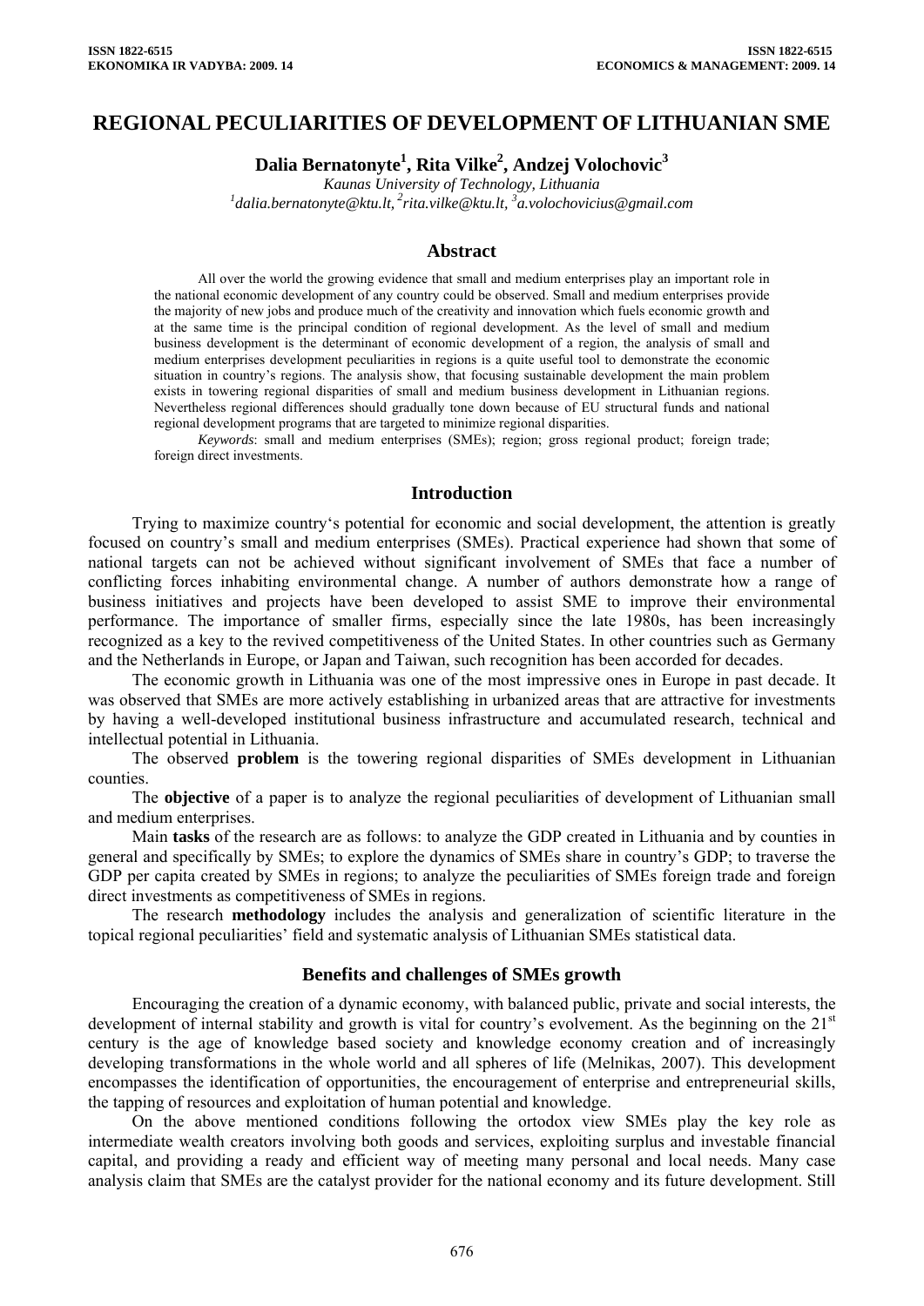# REGIONAL PECULIARITIES OF DEVELOPMENT OF LITHUANIAN SME

**Dalia Bernatonyte[1], Rita Vilke[2], Andzej Volochovic[3]**

*Kaunas University of Technology, Lithuania*

*[1]dalia.bernatonyte@ktu.lt, [2]rita.vilke@ktu.lt, [3]a.volochovicius@gmail.com*

## Abstract

All over the world the growing evidence that small and medium enterprises play an important role in the national economic development of any country could be observed. Small and medium enterprises provide the majority of new jobs and produce much of the creativity and innovation which fuels economic growth and at the same time is the principal condition of regional development. As the level of small and medium business development is the determinant of economic development of a region, the analysis of small and medium enterprises development peculiarities in regions is a quite useful tool to demonstrate the economic situation in country's regions. The analysis show, that focusing sustainable development the main problem exists in towering regional disparities of small and medium business development in Lithuanian regions. Nevertheless regional differences should gradually tone down because of EU structural funds and national regional development programs that are targeted to minimize regional disparities.

*Keywords*: small and medium enterprises (SMEs); region; gross regional product; foreign trade; foreign direct investments.

## Introduction

Trying to maximize country's potential for economic and social development, the attention is greatly focused on country's small and medium enterprises (SMEs). Practical experience had shown that some of national targets can not be achieved without significant involvement of SMEs that face a number of conflicting forces inhabiting environmental change. A number of authors demonstrate how a range of business initiatives and projects have been developed to assist SME to improve their environmental performance. The importance of smaller firms, especially since the late 1980s, has been increasingly recognized as a key to the revived competitiveness of the United States. In other countries such as Germany and the Netherlands in Europe, or Japan and Taiwan, such recognition has been accorded for decades.

The economic growth in Lithuania was one of the most impressive ones in Europe in past decade. It was observed that SMEs are more actively establishing in urbanized areas that are attractive for investments by having a well-developed institutional business infrastructure and accumulated research, technical and intellectual potential in Lithuania.

The observed **problem** is the towering regional disparities of SMEs development in Lithuanian counties.

The **objective** of a paper is to analyze the regional peculiarities of development of Lithuanian small and medium enterprises.

Main **tasks** of the research are as follows: to analyze the GDP created in Lithuania and by counties in general and specifically by SMEs; to explore the dynamics of SMEs share in country's GDP; to traverse the GDP per capita created by SMEs in regions; to analyze the peculiarities of SMEs foreign trade and foreign direct investments as competitiveness of SMEs in regions.

The research **methodology** includes the analysis and generalization of scientific literature in the topical regional peculiarities' field and systematic analysis of Lithuanian SMEs statistical data.

## Benefits and challenges of SMEs growth

Encouraging the creation of a dynamic economy, with balanced public, private and social interests, the development of internal stability and growth is vital for country's evolvement. As the beginning on the 21st century is the age of knowledge based society and knowledge economy creation and of increasingly developing transformations in the whole world and all spheres of life (Melnikas, 2007). This development encompasses the identification of opportunities, the encouragement of enterprise and entrepreneurial skills, the tapping of resources and exploitation of human potential and knowledge.

On the above mentioned conditions following the ortodox view SMEs play the key role as intermediate wealth creators involving both goods and services, exploiting surplus and investable financial capital, and providing a ready and efficient way of meeting many personal and local needs. Many case analysis claim that SMEs are the catalyst provider for the national economy and its future development. Still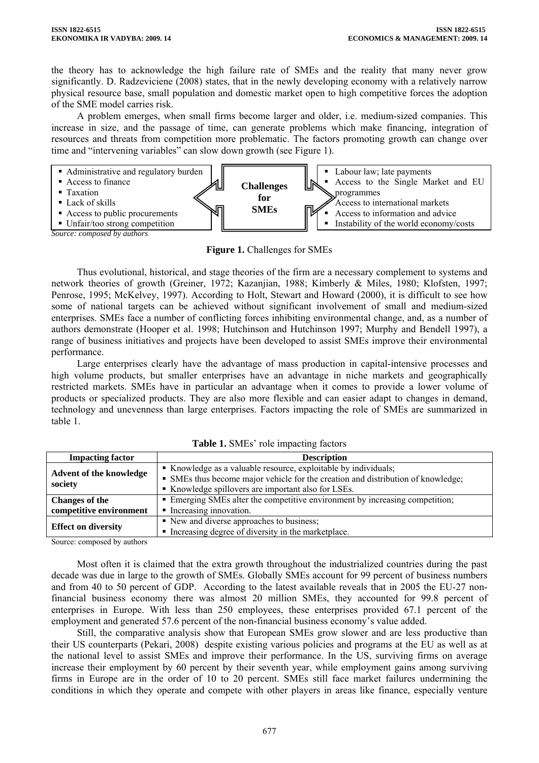the theory has to acknowledge the high failure rate of SMEs and the reality that many never grow significantly. D. Radzeviciene (2008) states, that in the newly developing economy with a relatively narrow physical resource base, small population and domestic market open to high competitive forces the adoption of the SME model carries risk.

A problem emerges, when small firms become larger and older, i.e. medium-sized companies. This increase in size, and the passage of time, can generate problems which make financing, integration of resources and threats from competition more problematic. The factors promoting growth can change over time and "intervening variables" can slow down growth (see Figure 1).

**Challenges for SMEs**

- Administrative and regulatory burden
- Access to finance
- Taxation
- Lack of skills
- Access to public procurements
- Unfair/too strong competition

- Labour law; late payments
- Access to the Single Market and EU programmes
- Access to international markets
- Access to information and advice
- Instability of the world economy/costs

*Source: composed by authors*

**Figure 1.** Challenges for SMEs

Thus evolutional, historical, and stage theories of the firm are a necessary complement to systems and network theories of growth (Greiner, 1972; Kazanjian, 1988; Kimberly & Miles, 1980; Klofsten, 1997; Penrose, 1995; McKelvey, 1997). According to Holt, Stewart and Howard (2000), it is difficult to see how some of national targets can be achieved without significant involvement of small and medium-sized enterprises. SMEs face a number of conflicting forces inhibiting environmental change, and, as a number of authors demonstrate (Hooper et al. 1998; Hutchinson and Hutchinson 1997; Murphy and Bendell 1997), a range of business initiatives and projects have been developed to assist SMEs improve their environmental performance.

Large enterprises clearly have the advantage of mass production in capital-intensive processes and high volume products, but smaller enterprises have an advantage in niche markets and geographically restricted markets. SMEs have in particular an advantage when it comes to provide a lower volume of products or specialized products. They are also more flexible and can easier adapt to changes in demand, technology and unevenness than large enterprises. Factors impacting the role of SMEs are summarized in table 1.

**Table 1.** SMEs' role impacting factors

| Impacting factor | Description |
| --- | --- |
| **Advent of the knowledge society** | ▪ Knowledge as a valuable resource, exploitable by individuals;<br>▪ SMEs thus become major vehicle for the creation and distribution of knowledge;<br>▪ Knowledge spillovers are important also for LSEs. |
| **Changes of the competitive environment** | ▪ Emerging SMEs alter the competitive environment by increasing competition;<br>▪ Increasing innovation. |
| **Effect on diversity** | ▪ New and diverse approaches to business;<br>▪ Increasing degree of diversity in the marketplace. |

Source: composed by authors

Most often it is claimed that the extra growth throughout the industrialized countries during the past decade was due in large to the growth of SMEs. Globally SMEs account for 99 percent of business numbers and from 40 to 50 percent of GDP. According to the latest available reveals that in 2005 the EU-27 non-financial business economy there was almost 20 million SMEs, they accounted for 99.8 percent of enterprises in Europe. With less than 250 employees, these enterprises provided 67.1 percent of the employment and generated 57.6 percent of the non-financial business economy's value added.

Still, the comparative analysis show that European SMEs grow slower and are less productive than their US counterparts (Pekari, 2008) despite existing various policies and programs at the EU as well as at the national level to assist SMEs and improve their performance. In the US, surviving firms on average increase their employment by 60 percent by their seventh year, while employment gains among surviving firms in Europe are in the order of 10 to 20 percent. SMEs still face market failures undermining the conditions in which they operate and compete with other players in areas like finance, especially venture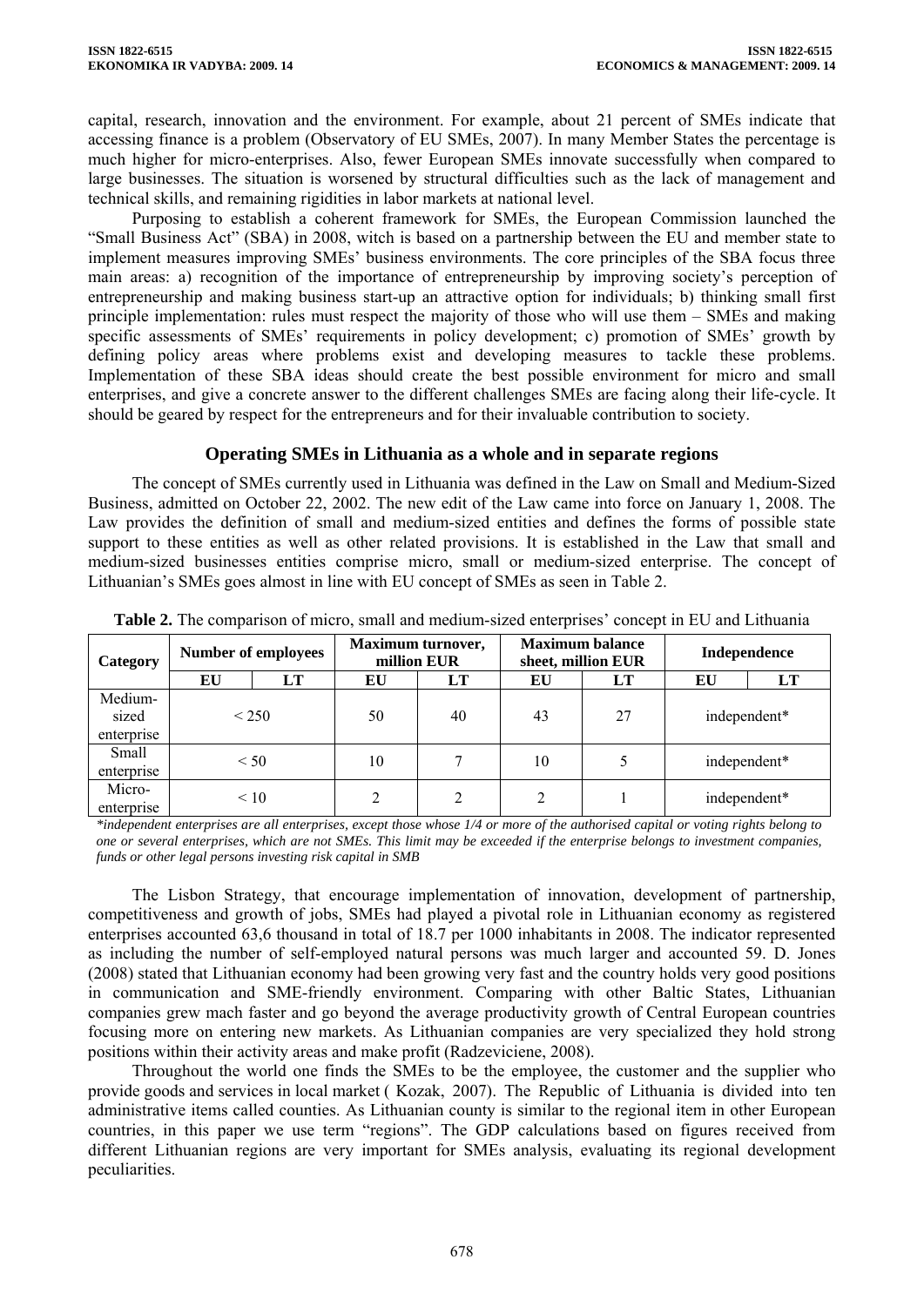capital, research, innovation and the environment. For example, about 21 percent of SMEs indicate that accessing finance is a problem (Observatory of EU SMEs, 2007). In many Member States the percentage is much higher for micro-enterprises. Also, fewer European SMEs innovate successfully when compared to large businesses. The situation is worsened by structural difficulties such as the lack of management and technical skills, and remaining rigidities in labor markets at national level.

Purposing to establish a coherent framework for SMEs, the European Commission launched the "Small Business Act" (SBA) in 2008, witch is based on a partnership between the EU and member state to implement measures improving SMEs' business environments. The core principles of the SBA focus three main areas: a) recognition of the importance of entrepreneurship by improving society's perception of entrepreneurship and making business start-up an attractive option for individuals; b) thinking small first principle implementation: rules must respect the majority of those who will use them – SMEs and making specific assessments of SMEs' requirements in policy development; c) promotion of SMEs' growth by defining policy areas where problems exist and developing measures to tackle these problems. Implementation of these SBA ideas should create the best possible environment for micro and small enterprises, and give a concrete answer to the different challenges SMEs are facing along their life-cycle. It should be geared by respect for the entrepreneurs and for their invaluable contribution to society.

## Operating SMEs in Lithuania as a whole and in separate regions

The concept of SMEs currently used in Lithuania was defined in the Law on Small and Medium-Sized Business, admitted on October 22, 2002. The new edit of the Law came into force on January 1, 2008. The Law provides the definition of small and medium-sized entities and defines the forms of possible state support to these entities as well as other related provisions. It is established in the Law that small and medium-sized businesses entities comprise micro, small or medium-sized enterprise. The concept of Lithuanian's SMEs goes almost in line with EU concept of SMEs as seen in Table 2.

**Table 2.** The comparison of micro, small and medium-sized enterprises' concept in EU and Lithuania

| Category | Number of employees | | Maximum turnover, million EUR | | Maximum balance sheet, million EUR | | Independence | |
|---|---|---|---|---|---|---|---|---|
| | EU | LT | EU | LT | EU | LT | EU | LT |
| Medium-sized enterprise | < 250 | | 50 | 40 | 43 | 27 | independent* | |
| Small enterprise | < 50 | | 10 | 7 | 10 | 5 | independent* | |
| Micro-enterprise | < 10 | | 2 | 2 | 2 | 1 | independent* | |

*\*independent enterprises are all enterprises, except those whose 1/4 or more of the authorised capital or voting rights belong to one or several enterprises, which are not SMEs. This limit may be exceeded if the enterprise belongs to investment companies, funds or other legal persons investing risk capital in SMB*

The Lisbon Strategy, that encourage implementation of innovation, development of partnership, competitiveness and growth of jobs, SMEs had played a pivotal role in Lithuanian economy as registered enterprises accounted 63,6 thousand in total of 18.7 per 1000 inhabitants in 2008. The indicator represented as including the number of self-employed natural persons was much larger and accounted 59. D. Jones (2008) stated that Lithuanian economy had been growing very fast and the country holds very good positions in communication and SME-friendly environment. Comparing with other Baltic States, Lithuanian companies grew mach faster and go beyond the average productivity growth of Central European countries focusing more on entering new markets. As Lithuanian companies are very specialized they hold strong positions within their activity areas and make profit (Radzeviciene, 2008).

Throughout the world one finds the SMEs to be the employee, the customer and the supplier who provide goods and services in local market ( Kozak, 2007). The Republic of Lithuania is divided into ten administrative items called counties. As Lithuanian county is similar to the regional item in other European countries, in this paper we use term "regions". The GDP calculations based on figures received from different Lithuanian regions are very important for SMEs analysis, evaluating its regional development peculiarities.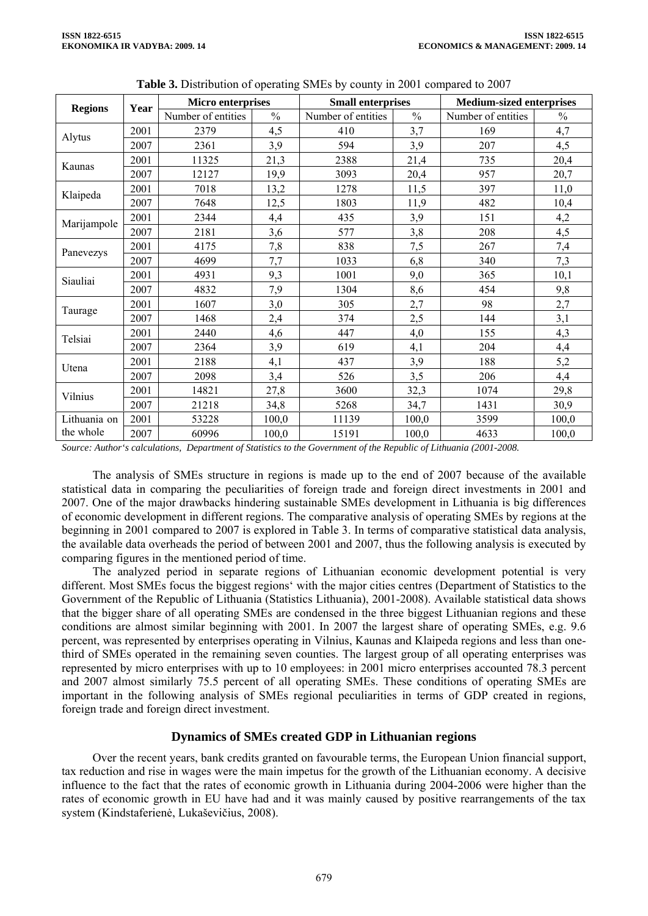**Table 3.** Distribution of operating SMEs by county in 2001 compared to 2007

| Regions | Year | Micro enterprises | | Small enterprises | | Medium-sized enterprises | |
|---|---|---|---|---|---|---|---|
| | | Number of entities | % | Number of entities | % | Number of entities | % |
| Alytus | 2001 | 2379 | 4,5 | 410 | 3,7 | 169 | 4,7 |
| | 2007 | 2361 | 3,9 | 594 | 3,9 | 207 | 4,5 |
| Kaunas | 2001 | 11325 | 21,3 | 2388 | 21,4 | 735 | 20,4 |
| | 2007 | 12127 | 19,9 | 3093 | 20,4 | 957 | 20,7 |
| Klaipeda | 2001 | 7018 | 13,2 | 1278 | 11,5 | 397 | 11,0 |
| | 2007 | 7648 | 12,5 | 1803 | 11,9 | 482 | 10,4 |
| Marijampole | 2001 | 2344 | 4,4 | 435 | 3,9 | 151 | 4,2 |
| | 2007 | 2181 | 3,6 | 577 | 3,8 | 208 | 4,5 |
| Panevezys | 2001 | 4175 | 7,8 | 838 | 7,5 | 267 | 7,4 |
| | 2007 | 4699 | 7,7 | 1033 | 6,8 | 340 | 7,3 |
| Siauliai | 2001 | 4931 | 9,3 | 1001 | 9,0 | 365 | 10,1 |
| | 2007 | 4832 | 7,9 | 1304 | 8,6 | 454 | 9,8 |
| Taurage | 2001 | 1607 | 3,0 | 305 | 2,7 | 98 | 2,7 |
| | 2007 | 1468 | 2,4 | 374 | 2,5 | 144 | 3,1 |
| Telsiai | 2001 | 2440 | 4,6 | 447 | 4,0 | 155 | 4,3 |
| | 2007 | 2364 | 3,9 | 619 | 4,1 | 204 | 4,4 |
| Utena | 2001 | 2188 | 4,1 | 437 | 3,9 | 188 | 5,2 |
| | 2007 | 2098 | 3,4 | 526 | 3,5 | 206 | 4,4 |
| Vilnius | 2001 | 14821 | 27,8 | 3600 | 32,3 | 1074 | 29,8 |
| | 2007 | 21218 | 34,8 | 5268 | 34,7 | 1431 | 30,9 |
| Lithuania on the whole | 2001 | 53228 | 100,0 | 11139 | 100,0 | 3599 | 100,0 |
| | 2007 | 60996 | 100,0 | 15191 | 100,0 | 4633 | 100,0 |

*Source: Author's calculations, Department of Statistics to the Government of the Republic of Lithuania (2001-2008.*

The analysis of SMEs structure in regions is made up to the end of 2007 because of the available statistical data in comparing the peculiarities of foreign trade and foreign direct investments in 2001 and 2007. One of the major drawbacks hindering sustainable SMEs development in Lithuania is big differences of economic development in different regions. The comparative analysis of operating SMEs by regions at the beginning in 2001 compared to 2007 is explored in Table 3. In terms of comparative statistical data analysis, the available data overheads the period of between 2001 and 2007, thus the following analysis is executed by comparing figures in the mentioned period of time.

The analyzed period in separate regions of Lithuanian economic development potential is very different. Most SMEs focus the biggest regions' with the major cities centres (Department of Statistics to the Government of the Republic of Lithuania (Statistics Lithuania), 2001-2008). Available statistical data shows that the bigger share of all operating SMEs are condensed in the three biggest Lithuanian regions and these conditions are almost similar beginning with 2001. In 2007 the largest share of operating SMEs, e.g. 9.6 percent, was represented by enterprises operating in Vilnius, Kaunas and Klaipeda regions and less than one-third of SMEs operated in the remaining seven counties. The largest group of all operating enterprises was represented by micro enterprises with up to 10 employees: in 2001 micro enterprises accounted 78.3 percent and 2007 almost similarly 75.5 percent of all operating SMEs. These conditions of operating SMEs are important in the following analysis of SMEs regional peculiarities in terms of GDP created in regions, foreign trade and foreign direct investment.

## Dynamics of SMEs created GDP in Lithuanian regions

Over the recent years, bank credits granted on favourable terms, the European Union financial support, tax reduction and rise in wages were the main impetus for the growth of the Lithuanian economy. A decisive influence to the fact that the rates of economic growth in Lithuania during 2004-2006 were higher than the rates of economic growth in EU have had and it was mainly caused by positive rearrangements of the tax system (Kindstaferienė, Lukaševičius, 2008).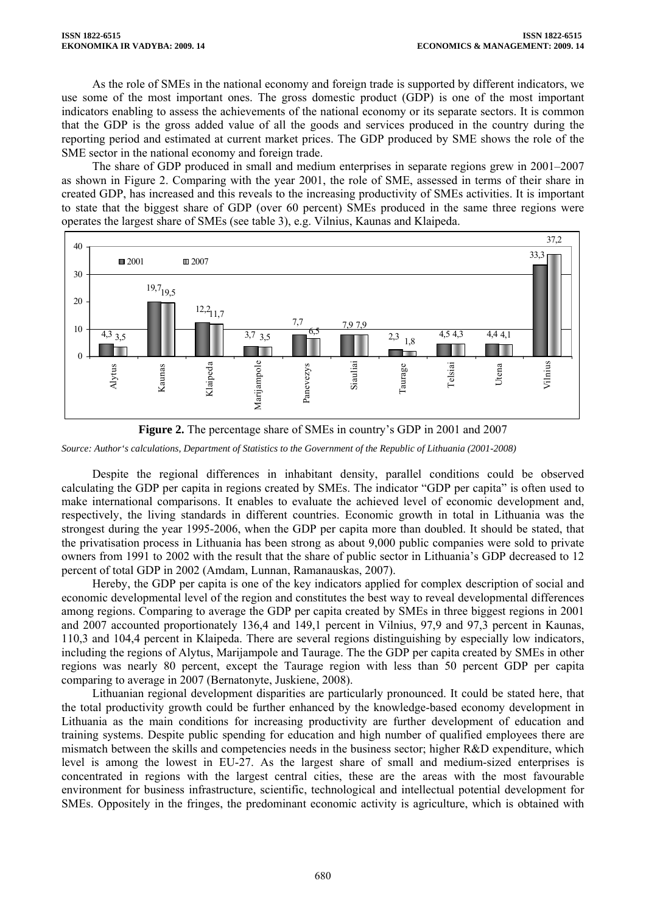As the role of SMEs in the national economy and foreign trade is supported by different indicators, we use some of the most important ones. The gross domestic product (GDP) is one of the most important indicators enabling to assess the achievements of the national economy or its separate sectors. It is common that the GDP is the gross added value of all the goods and services produced in the country during the reporting period and estimated at current market prices. The GDP produced by SME shows the role of the SME sector in the national economy and foreign trade.

The share of GDP produced in small and medium enterprises in separate regions grew in 2001–2007 as shown in Figure 2. Comparing with the year 2001, the role of SME, assessed in terms of their share in created GDP, has increased and this reveals to the increasing productivity of SMEs activities. It is important to state that the biggest share of GDP (over 60 percent) SMEs produced in the same three regions were operates the largest share of SMEs (see table 3), e.g. Vilnius, Kaunas and Klaipeda.

| Region | 2001 | 2007 |
|---|---|---|
| Alytus | 4,3 | 3,5 |
| Kaunas | 19,7 | 19,5 |
| Klaipeda | 12,2 | 11,7 |
| Marijampole | 3,7 | 3,5 |
| Panevezys | 7,7 | 6,5 |
| Siauliai | 7,9 | 7,9 |
| Taurage | 2,3 | 1,8 |
| Telsiai | 4,5 | 4,3 |
| Utena | 4,4 | 4,1 |
| Vilnius | 33,3 | 37,2 |

**Figure 2.** The percentage share of SMEs in country's GDP in 2001 and 2007

*Source: Author's calculations, Department of Statistics to the Government of the Republic of Lithuania (2001-2008)*

Despite the regional differences in inhabitant density, parallel conditions could be observed calculating the GDP per capita in regions created by SMEs. The indicator "GDP per capita" is often used to make international comparisons. It enables to evaluate the achieved level of economic development and, respectively, the living standards in different countries. Economic growth in total in Lithuania was the strongest during the year 1995-2006, when the GDP per capita more than doubled. It should be stated, that the privatisation process in Lithuania has been strong as about 9,000 public companies were sold to private owners from 1991 to 2002 with the result that the share of public sector in Lithuania's GDP decreased to 12 percent of total GDP in 2002 (Amdam, Lunnan, Ramanauskas, 2007).

Hereby, the GDP per capita is one of the key indicators applied for complex description of social and economic developmental level of the region and constitutes the best way to reveal developmental differences among regions. Comparing to average the GDP per capita created by SMEs in three biggest regions in 2001 and 2007 accounted proportionately 136,4 and 149,1 percent in Vilnius, 97,9 and 97,3 percent in Kaunas, 110,3 and 104,4 percent in Klaipeda. There are several regions distinguishing by especially low indicators, including the regions of Alytus, Marijampole and Taurage. The the GDP per capita created by SMEs in other regions was nearly 80 percent, except the Taurage region with less than 50 percent GDP per capita comparing to average in 2007 (Bernatonyte, Juskiene, 2008).

Lithuanian regional development disparities are particularly pronounced. It could be stated here, that the total productivity growth could be further enhanced by the knowledge-based economy development in Lithuania as the main conditions for increasing productivity are further development of education and training systems. Despite public spending for education and high number of qualified employees there are mismatch between the skills and competencies needs in the business sector; higher R&D expenditure, which level is among the lowest in EU-27. As the largest share of small and medium-sized enterprises is concentrated in regions with the largest central cities, these are the areas with the most favourable environment for business infrastructure, scientific, technological and intellectual potential development for SMEs. Oppositely in the fringes, the predominant economic activity is agriculture, which is obtained with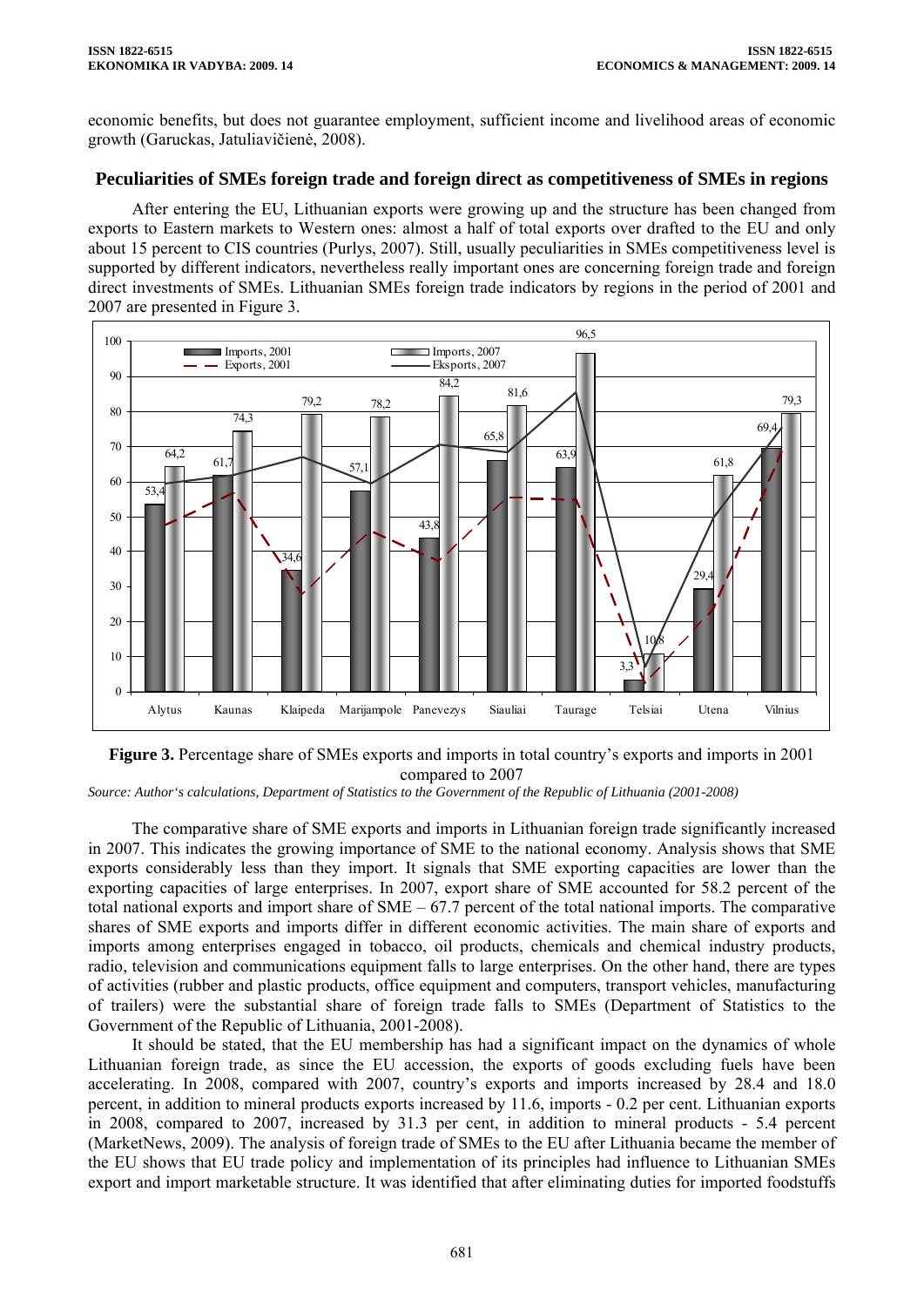economic benefits, but does not guarantee employment, sufficient income and livelihood areas of economic growth (Garuckas, Jatuliavičienė, 2008).

## Peculiarities of SMEs foreign trade and foreign direct as competitiveness of SMEs in regions

After entering the EU, Lithuanian exports were growing up and the structure has been changed from exports to Eastern markets to Western ones: almost a half of total exports over drafted to the EU and only about 15 percent to CIS countries (Purlys, 2007). Still, usually peculiarities in SMEs competitiveness level is supported by different indicators, nevertheless really important ones are concerning foreign trade and foreign direct investments of SMEs. Lithuanian SMEs foreign trade indicators by regions in the period of 2001 and 2007 are presented in Figure 3.

**Figure 3.** Percentage share of SMEs exports and imports in total country's exports and imports in 2001 compared to 2007

*Source: Author's calculations, Department of Statistics to the Government of the Republic of Lithuania (2001-2008)*

The comparative share of SME exports and imports in Lithuanian foreign trade significantly increased in 2007. This indicates the growing importance of SME to the national economy. Analysis shows that SME exports considerably less than they import. It signals that SME exporting capacities are lower than the exporting capacities of large enterprises. In 2007, export share of SME accounted for 58.2 percent of the total national exports and import share of SME – 67.7 percent of the total national imports. The comparative shares of SME exports and imports differ in different economic activities. The main share of exports and imports among enterprises engaged in tobacco, oil products, chemicals and chemical industry products, radio, television and communications equipment falls to large enterprises. On the other hand, there are types of activities (rubber and plastic products, office equipment and computers, transport vehicles, manufacturing of trailers) were the substantial share of foreign trade falls to SMEs (Department of Statistics to the Government of the Republic of Lithuania, 2001-2008).

It should be stated, that the EU membership has had a significant impact on the dynamics of whole Lithuanian foreign trade, as since the EU accession, the exports of goods excluding fuels have been accelerating. In 2008, compared with 2007, country's exports and imports increased by 28.4 and 18.0 percent, in addition to mineral products exports increased by 11.6, imports - 0.2 per cent. Lithuanian exports in 2008, compared to 2007, increased by 31.3 per cent, in addition to mineral products - 5.4 percent (MarketNews, 2009). The analysis of foreign trade of SMEs to the EU after Lithuania became the member of the EU shows that EU trade policy and implementation of its principles had influence to Lithuanian SMEs export and import marketable structure. It was identified that after eliminating duties for imported foodstuffs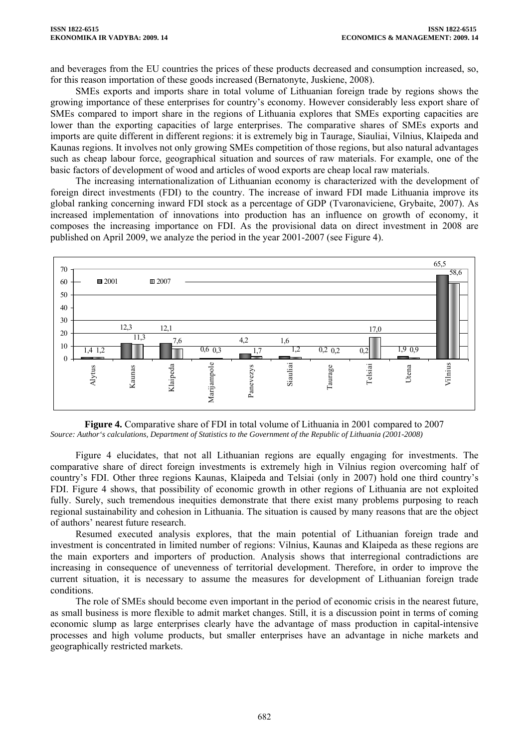and beverages from the EU countries the prices of these products decreased and consumption increased, so, for this reason importation of these goods increased (Bernatonyte, Juskiene, 2008).

SMEs exports and imports share in total volume of Lithuanian foreign trade by regions shows the growing importance of these enterprises for country's economy. However considerably less export share of SMEs compared to import share in the regions of Lithuania explores that SMEs exporting capacities are lower than the exporting capacities of large enterprises. The comparative shares of SMEs exports and imports are quite different in different regions: it is extremely big in Taurage, Siauliai, Vilnius, Klaipeda and Kaunas regions. It involves not only growing SMEs competition of those regions, but also natural advantages such as cheap labour force, geographical situation and sources of raw materials. For example, one of the basic factors of development of wood and articles of wood exports are cheap local raw materials.

The increasing internationalization of Lithuanian economy is characterized with the development of foreign direct investments (FDI) to the country. The increase of inward FDI made Lithuania improve its global ranking concerning inward FDI stock as a percentage of GDP (Tvaronaviciene, Grybaite, 2007). As increased implementation of innovations into production has an influence on growth of economy, it composes the increasing importance on FDI. As the provisional data on direct investment in 2008 are published on April 2009, we analyze the period in the year 2001-2007 (see Figure 4).

| Region | 2001 | 2007 |
|---|---|---|
| Alytus | 1,4 | 1,2 |
| Kaunas | 12,3 | 11,3 |
| Klaipeda | 12,1 | 7,6 |
| Marijampole | 0,6 | 0,3 |
| Panevezys | 4,2 | 1,7 |
| Siauliai | 1,6 | 1,2 |
| Taurage | 0,2 | 0,2 |
| Telsiai | 0,2 | 17,0 |
| Utena | 1,9 | 0,9 |
| Vilnius | 65,5 | 58,6 |

**Figure 4.** Comparative share of FDI in total volume of Lithuania in 2001 compared to 2007
*Source: Author's calculations, Department of Statistics to the Government of the Republic of Lithuania (2001-2008)*

Figure 4 elucidates, that not all Lithuanian regions are equally engaging for investments. The comparative share of direct foreign investments is extremely high in Vilnius region overcoming half of country's FDI. Other three regions Kaunas, Klaipeda and Telsiai (only in 2007) hold one third country's FDI. Figure 4 shows, that possibility of economic growth in other regions of Lithuania are not exploited fully. Surely, such tremendous inequities demonstrate that there exist many problems purposing to reach regional sustainability and cohesion in Lithuania. The situation is caused by many reasons that are the object of authors' nearest future research.

Resumed executed analysis explores, that the main potential of Lithuanian foreign trade and investment is concentrated in limited number of regions: Vilnius, Kaunas and Klaipeda as these regions are the main exporters and importers of production. Analysis shows that interregional contradictions are increasing in consequence of unevenness of territorial development. Therefore, in order to improve the current situation, it is necessary to assume the measures for development of Lithuanian foreign trade conditions.

The role of SMEs should become even important in the period of economic crisis in the nearest future, as small business is more flexible to admit market changes. Still, it is a discussion point in terms of coming economic slump as large enterprises clearly have the advantage of mass production in capital-intensive processes and high volume products, but smaller enterprises have an advantage in niche markets and geographically restricted markets.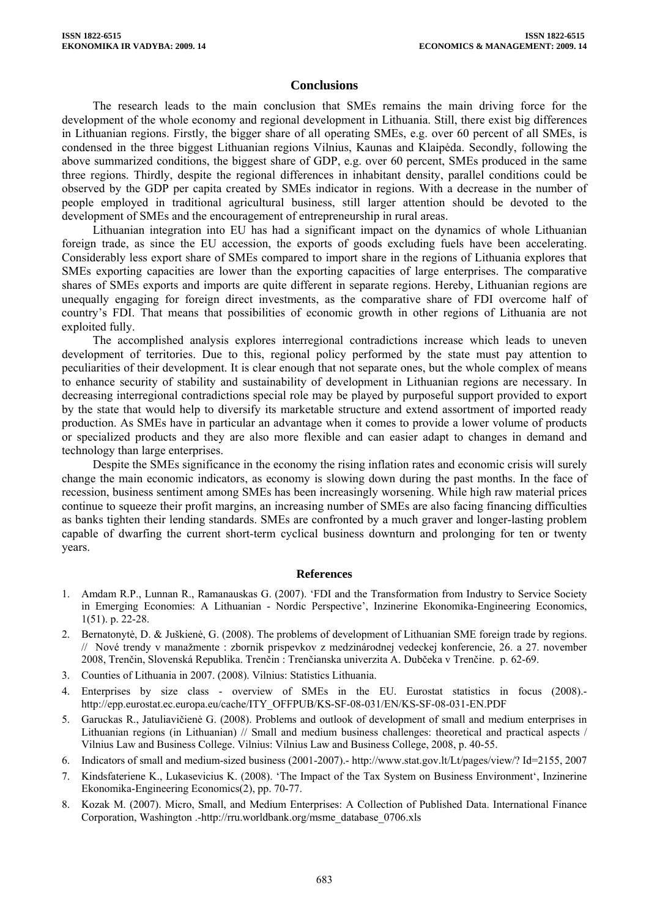## Conclusions

The research leads to the main conclusion that SMEs remains the main driving force for the development of the whole economy and regional development in Lithuania. Still, there exist big differences in Lithuanian regions. Firstly, the bigger share of all operating SMEs, e.g. over 60 percent of all SMEs, is condensed in the three biggest Lithuanian regions Vilnius, Kaunas and Klaipėda. Secondly, following the above summarized conditions, the biggest share of GDP, e.g. over 60 percent, SMEs produced in the same three regions. Thirdly, despite the regional differences in inhabitant density, parallel conditions could be observed by the GDP per capita created by SMEs indicator in regions. With a decrease in the number of people employed in traditional agricultural business, still larger attention should be devoted to the development of SMEs and the encouragement of entrepreneurship in rural areas.

Lithuanian integration into EU has had a significant impact on the dynamics of whole Lithuanian foreign trade, as since the EU accession, the exports of goods excluding fuels have been accelerating. Considerably less export share of SMEs compared to import share in the regions of Lithuania explores that SMEs exporting capacities are lower than the exporting capacities of large enterprises. The comparative shares of SMEs exports and imports are quite different in separate regions. Hereby, Lithuanian regions are unequally engaging for foreign direct investments, as the comparative share of FDI overcome half of country's FDI. That means that possibilities of economic growth in other regions of Lithuania are not exploited fully.

The accomplished analysis explores interregional contradictions increase which leads to uneven development of territories. Due to this, regional policy performed by the state must pay attention to peculiarities of their development. It is clear enough that not separate ones, but the whole complex of means to enhance security of stability and sustainability of development in Lithuanian regions are necessary. In decreasing interregional contradictions special role may be played by purposeful support provided to export by the state that would help to diversify its marketable structure and extend assortment of imported ready production. As SMEs have in particular an advantage when it comes to provide a lower volume of products or specialized products and they are also more flexible and can easier adapt to changes in demand and technology than large enterprises.

Despite the SMEs significance in the economy the rising inflation rates and economic crisis will surely change the main economic indicators, as economy is slowing down during the past months. In the face of recession, business sentiment among SMEs has been increasingly worsening. While high raw material prices continue to squeeze their profit margins, an increasing number of SMEs are also facing financing difficulties as banks tighten their lending standards. SMEs are confronted by a much graver and longer-lasting problem capable of dwarfing the current short-term cyclical business downturn and prolonging for ten or twenty years.

## References

1. Amdam R.P., Lunnan R., Ramanauskas G. (2007). 'FDI and the Transformation from Industry to Service Society in Emerging Economies: A Lithuanian - Nordic Perspective', Inzinerine Ekonomika-Engineering Economics, 1(51). p. 22-28.
2. Bernatonytė, D. & Juškienė, G. (2008). The problems of development of Lithuanian SME foreign trade by regions. // Nové trendy v manažmente : zbornik prispevkov z medzinárodnej vedeckej konferencie, 26. a 27. november 2008, Trenčin, Slovenská Republika. Trenčin : Trenčianska univerzita A. Dubčeka v Trenčine. p. 62-69.
3. Counties of Lithuania in 2007. (2008). Vilnius: Statistics Lithuania.
4. Enterprises by size class - overview of SMEs in the EU. Eurostat statistics in focus (2008).- http://epp.eurostat.ec.europa.eu/cache/ITY_OFFPUB/KS-SF-08-031/EN/KS-SF-08-031-EN.PDF
5. Garuckas R., Jatuliavičienė G. (2008). Problems and outlook of development of small and medium enterprises in Lithuanian regions (in Lithuanian) // Small and medium business challenges: theoretical and practical aspects / Vilnius Law and Business College. Vilnius: Vilnius Law and Business College, 2008, p. 40-55.
6. Indicators of small and medium-sized business (2001-2007).- http://www.stat.gov.lt/Lt/pages/view/? Id=2155, 2007
7. Kindsfateriene K., Lukasevicius K. (2008). 'The Impact of the Tax System on Business Environment', Inzinerine Ekonomika-Engineering Economics(2), pp. 70-77.
8. Kozak M. (2007). Micro, Small, and Medium Enterprises: A Collection of Published Data. International Finance Corporation, Washington .-http://rru.worldbank.org/msme_database_0706.xls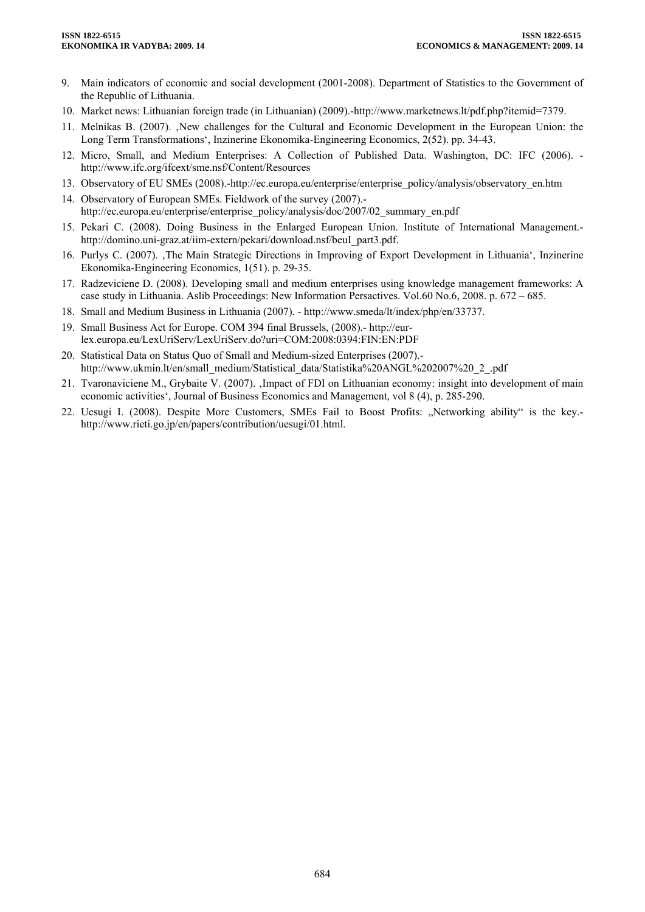9. Main indicators of economic and social development (2001-2008). Department of Statistics to the Government of the Republic of Lithuania.
10. Market news: Lithuanian foreign trade (in Lithuanian) (2009).-http://www.marketnews.lt/pdf.php?itemid=7379.
11. Melnikas B. (2007). ‚New challenges for the Cultural and Economic Development in the European Union: the Long Term Transformations‘, Inzinerine Ekonomika-Engineering Economics, 2(52). pp. 34-43.
12. Micro, Small, and Medium Enterprises: A Collection of Published Data. Washington, DC: IFC (2006). - http://www.ifc.org/ifcext/sme.nsf/Content/Resources
13. Observatory of EU SMEs (2008).-http://ec.europa.eu/enterprise/enterprise_policy/analysis/observatory_en.htm
14. Observatory of European SMEs. Fieldwork of the survey (2007).- http://ec.europa.eu/enterprise/enterprise_policy/analysis/doc/2007/02_summary_en.pdf
15. Pekari C. (2008). Doing Business in the Enlarged European Union. Institute of International Management.- http://domino.uni-graz.at/iim-extern/pekari/download.nsf/beuI_part3.pdf.
16. Purlys C. (2007). ‚The Main Strategic Directions in Improving of Export Development in Lithuania‘, Inzinerine Ekonomika-Engineering Economics, 1(51). p. 29-35.
17. Radzeviciene D. (2008). Developing small and medium enterprises using knowledge management frameworks: A case study in Lithuania. Aslib Proceedings: New Information Persactives. Vol.60 No.6, 2008. p. 672 – 685.
18. Small and Medium Business in Lithuania (2007). - http://www.smeda/lt/index/php/en/33737.
19. Small Business Act for Europe. COM 394 final Brussels, (2008).- http://eur-lex.europa.eu/LexUriServ/LexUriServ.do?uri=COM:2008:0394:FIN:EN:PDF
20. Statistical Data on Status Quo of Small and Medium-sized Enterprises (2007).- http://www.ukmin.lt/en/small_medium/Statistical_data/Statistika%20ANGL%202007%20_2_.pdf
21. Tvaronaviciene M., Grybaite V. (2007). ‚Impact of FDI on Lithuanian economy: insight into development of main economic activities‘, Journal of Business Economics and Management, vol 8 (4), p. 285-290.
22. Uesugi I. (2008). Despite More Customers, SMEs Fail to Boost Profits: „Networking ability“ is the key.- http://www.rieti.go.jp/en/papers/contribution/uesugi/01.html.